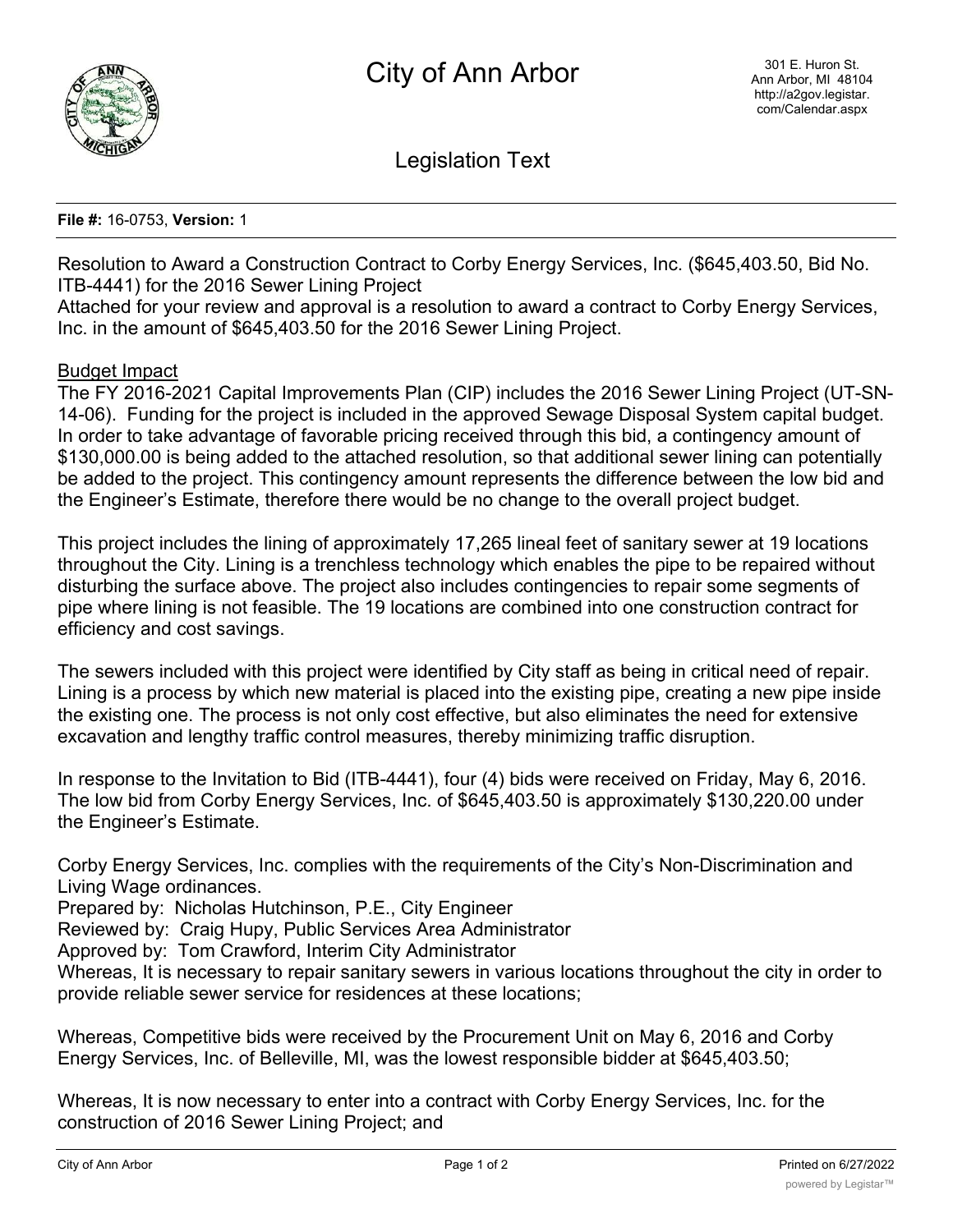# City of Ann Arbor

301 E. Huron St.
Ann Arbor, MI 48104
http://a2gov.legistar.com/Calendar.aspx

## Legislation Text

**File #:** 16-0753, **Version:** 1

Resolution to Award a Construction Contract to Corby Energy Services, Inc. ($645,403.50, Bid No. ITB-4441) for the 2016 Sewer Lining Project

Attached for your review and approval is a resolution to award a contract to Corby Energy Services, Inc. in the amount of $645,403.50 for the 2016 Sewer Lining Project.

Budget Impact

The FY 2016-2021 Capital Improvements Plan (CIP) includes the 2016 Sewer Lining Project (UT-SN-14-06). Funding for the project is included in the approved Sewage Disposal System capital budget. In order to take advantage of favorable pricing received through this bid, a contingency amount of $130,000.00 is being added to the attached resolution, so that additional sewer lining can potentially be added to the project. This contingency amount represents the difference between the low bid and the Engineer's Estimate, therefore there would be no change to the overall project budget.

This project includes the lining of approximately 17,265 lineal feet of sanitary sewer at 19 locations throughout the City. Lining is a trenchless technology which enables the pipe to be repaired without disturbing the surface above. The project also includes contingencies to repair some segments of pipe where lining is not feasible. The 19 locations are combined into one construction contract for efficiency and cost savings.

The sewers included with this project were identified by City staff as being in critical need of repair. Lining is a process by which new material is placed into the existing pipe, creating a new pipe inside the existing one. The process is not only cost effective, but also eliminates the need for extensive excavation and lengthy traffic control measures, thereby minimizing traffic disruption.

In response to the Invitation to Bid (ITB-4441), four (4) bids were received on Friday, May 6, 2016. The low bid from Corby Energy Services, Inc. of $645,403.50 is approximately $130,220.00 under the Engineer's Estimate.

Corby Energy Services, Inc. complies with the requirements of the City's Non-Discrimination and Living Wage ordinances.

Prepared by: Nicholas Hutchinson, P.E., City Engineer
Reviewed by: Craig Hupy, Public Services Area Administrator
Approved by: Tom Crawford, Interim City Administrator

Whereas, It is necessary to repair sanitary sewers in various locations throughout the city in order to provide reliable sewer service for residences at these locations;

Whereas, Competitive bids were received by the Procurement Unit on May 6, 2016 and Corby Energy Services, Inc. of Belleville, MI, was the lowest responsible bidder at $645,403.50;

Whereas, It is now necessary to enter into a contract with Corby Energy Services, Inc. for the construction of 2016 Sewer Lining Project; and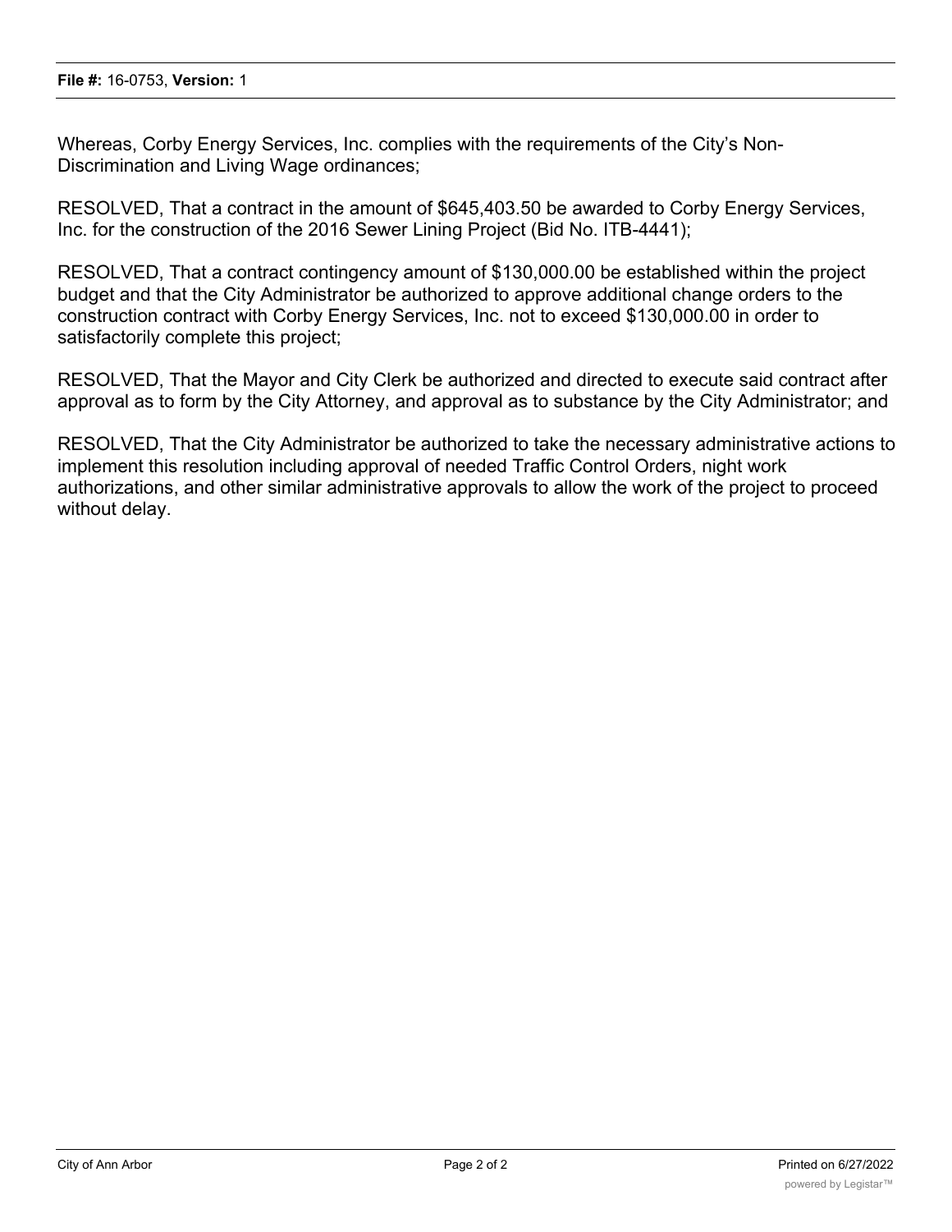Whereas, Corby Energy Services, Inc. complies with the requirements of the City's Non-Discrimination and Living Wage ordinances;

RESOLVED, That a contract in the amount of $645,403.50 be awarded to Corby Energy Services, Inc. for the construction of the 2016 Sewer Lining Project (Bid No. ITB-4441);

RESOLVED, That a contract contingency amount of $130,000.00 be established within the project budget and that the City Administrator be authorized to approve additional change orders to the construction contract with Corby Energy Services, Inc. not to exceed $130,000.00 in order to satisfactorily complete this project;

RESOLVED, That the Mayor and City Clerk be authorized and directed to execute said contract after approval as to form by the City Attorney, and approval as to substance by the City Administrator; and

RESOLVED, That the City Administrator be authorized to take the necessary administrative actions to implement this resolution including approval of needed Traffic Control Orders, night work authorizations, and other similar administrative approvals to allow the work of the project to proceed without delay.